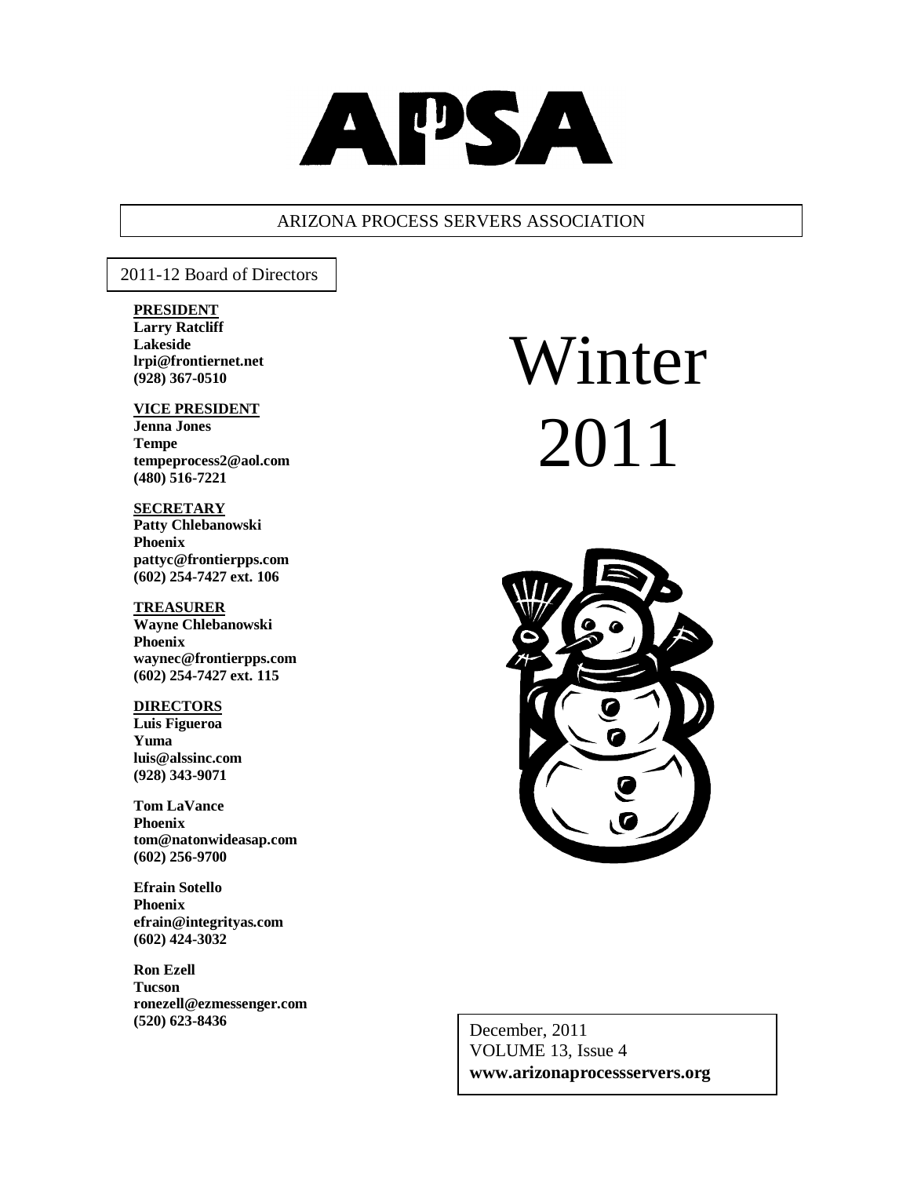# APSA

ARIZONA PROCESS SERVERS ASSOCIATION

# Winter 2011

2011-12 Board of Directors

**PRESIDENT**
**Larry Ratcliff**
**Lakeside**
**lrpi@frontiernet.net**
**(928) 367-0510**

**VICE PRESIDENT**
**Jenna Jones**
**Tempe**
**tempeprocess2@aol.com**
**(480) 516-7221**

**SECRETARY**
**Patty Chlebanowski**
**Phoenix**
**pattyc@frontierpps.com**
**(602) 254-7427 ext. 106**

**TREASURER**
**Wayne Chlebanowski**
**Phoenix**
**waynec@frontierpps.com**
**(602) 254-7427 ext. 115**

**DIRECTORS**
**Luis Figueroa**
**Yuma**
**luis@alssinc.com**
**(928) 343-9071**

**Tom LaVance**
**Phoenix**
**tom@natonwideasap.com**
**(602) 256-9700**

**Efrain Sotello**
**Phoenix**
**efrain@integrityas.com**
**(602) 424-3032**

**Ron Ezell**
**Tucson**
**ronezell@ezmessenger.com**
**(520) 623-8436**

December, 2011
VOLUME 13, Issue 4
**www.arizonaprocessservers.org**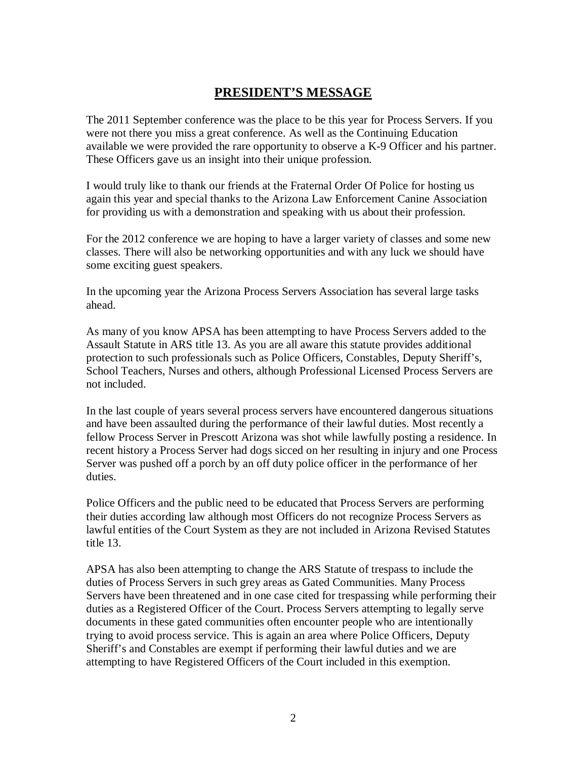## **PRESIDENT'S MESSAGE**

The 2011 September conference was the place to be this year for Process Servers. If you were not there you miss a great conference. As well as the Continuing Education available we were provided the rare opportunity to observe a K-9 Officer and his partner. These Officers gave us an insight into their unique profession.

I would truly like to thank our friends at the Fraternal Order Of Police for hosting us again this year and special thanks to the Arizona Law Enforcement Canine Association for providing us with a demonstration and speaking with us about their profession.

For the 2012 conference we are hoping to have a larger variety of classes and some new classes. There will also be networking opportunities and with any luck we should have some exciting guest speakers.

In the upcoming year the Arizona Process Servers Association has several large tasks ahead.

As many of you know APSA has been attempting to have Process Servers added to the Assault Statute in ARS title 13. As you are all aware this statute provides additional protection to such professionals such as Police Officers, Constables, Deputy Sheriff's, School Teachers, Nurses and others, although Professional Licensed Process Servers are not included.

In the last couple of years several process servers have encountered dangerous situations and have been assaulted during the performance of their lawful duties. Most recently a fellow Process Server in Prescott Arizona was shot while lawfully posting a residence. In recent history a Process Server had dogs sicced on her resulting in injury and one Process Server was pushed off a porch by an off duty police officer in the performance of her duties.

Police Officers and the public need to be educated that Process Servers are performing their duties according law although most Officers do not recognize Process Servers as lawful entities of the Court System as they are not included in Arizona Revised Statutes title 13.

APSA has also been attempting to change the ARS Statute of trespass to include the duties of Process Servers in such grey areas as Gated Communities. Many Process Servers have been threatened and in one case cited for trespassing while performing their duties as a Registered Officer of the Court. Process Servers attempting to legally serve documents in these gated communities often encounter people who are intentionally trying to avoid process service. This is again an area where Police Officers, Deputy Sheriff's and Constables are exempt if performing their lawful duties and we are attempting to have Registered Officers of the Court included in this exemption.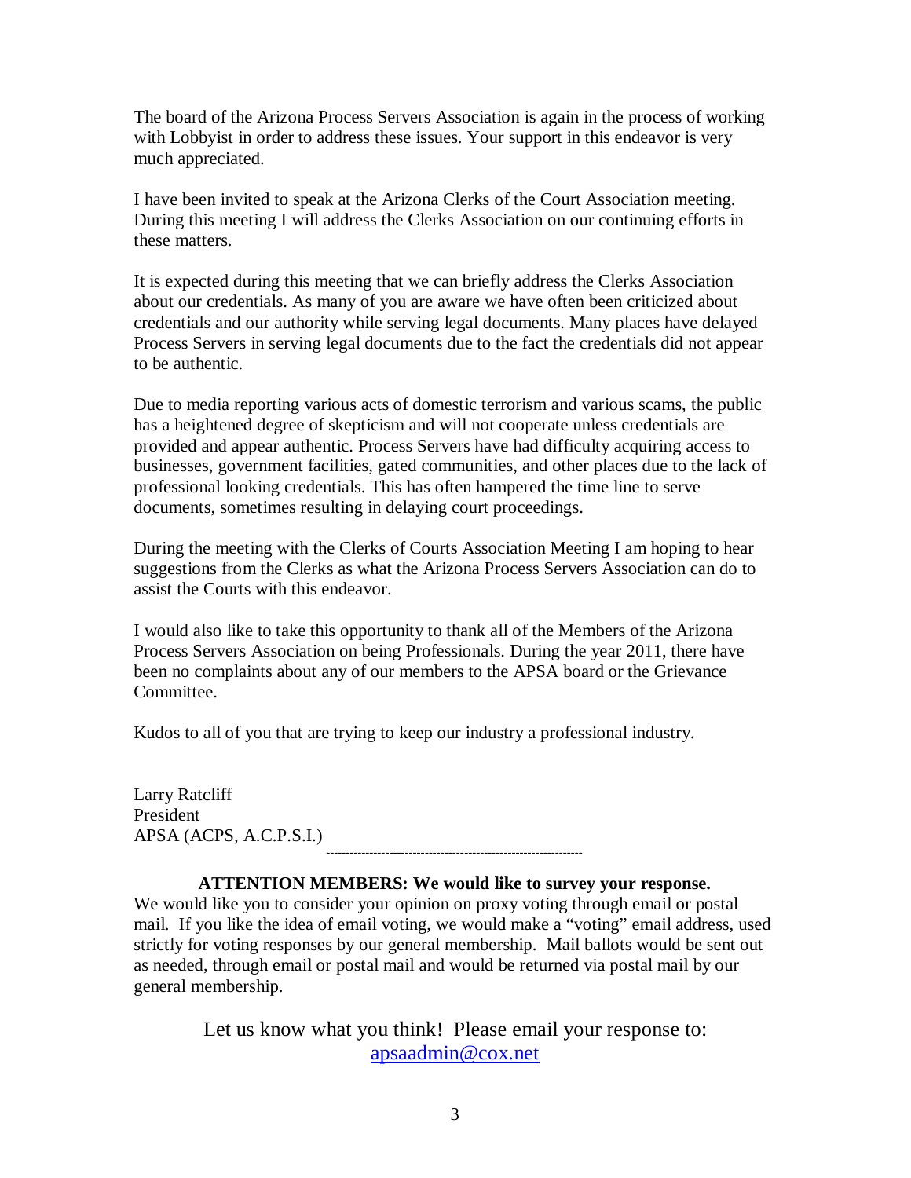The board of the Arizona Process Servers Association is again in the process of working with Lobbyist in order to address these issues. Your support in this endeavor is very much appreciated.

I have been invited to speak at the Arizona Clerks of the Court Association meeting. During this meeting I will address the Clerks Association on our continuing efforts in these matters.

It is expected during this meeting that we can briefly address the Clerks Association about our credentials. As many of you are aware we have often been criticized about credentials and our authority while serving legal documents. Many places have delayed Process Servers in serving legal documents due to the fact the credentials did not appear to be authentic.

Due to media reporting various acts of domestic terrorism and various scams, the public has a heightened degree of skepticism and will not cooperate unless credentials are provided and appear authentic. Process Servers have had difficulty acquiring access to businesses, government facilities, gated communities, and other places due to the lack of professional looking credentials. This has often hampered the time line to serve documents, sometimes resulting in delaying court proceedings.

During the meeting with the Clerks of Courts Association Meeting I am hoping to hear suggestions from the Clerks as what the Arizona Process Servers Association can do to assist the Courts with this endeavor.

I would also like to take this opportunity to thank all of the Members of the Arizona Process Servers Association on being Professionals. During the year 2011, there have been no complaints about any of our members to the APSA board or the Grievance Committee.

Kudos to all of you that are trying to keep our industry a professional industry.

Larry Ratcliff
President
APSA (ACPS, A.C.P.S.I.)

---

**ATTENTION MEMBERS: We would like to survey your response.**

We would like you to consider your opinion on proxy voting through email or postal mail. If you like the idea of email voting, we would make a "voting" email address, used strictly for voting responses by our general membership. Mail ballots would be sent out as needed, through email or postal mail and would be returned via postal mail by our general membership.

Let us know what you think! Please email your response to: apsaadmin@cox.net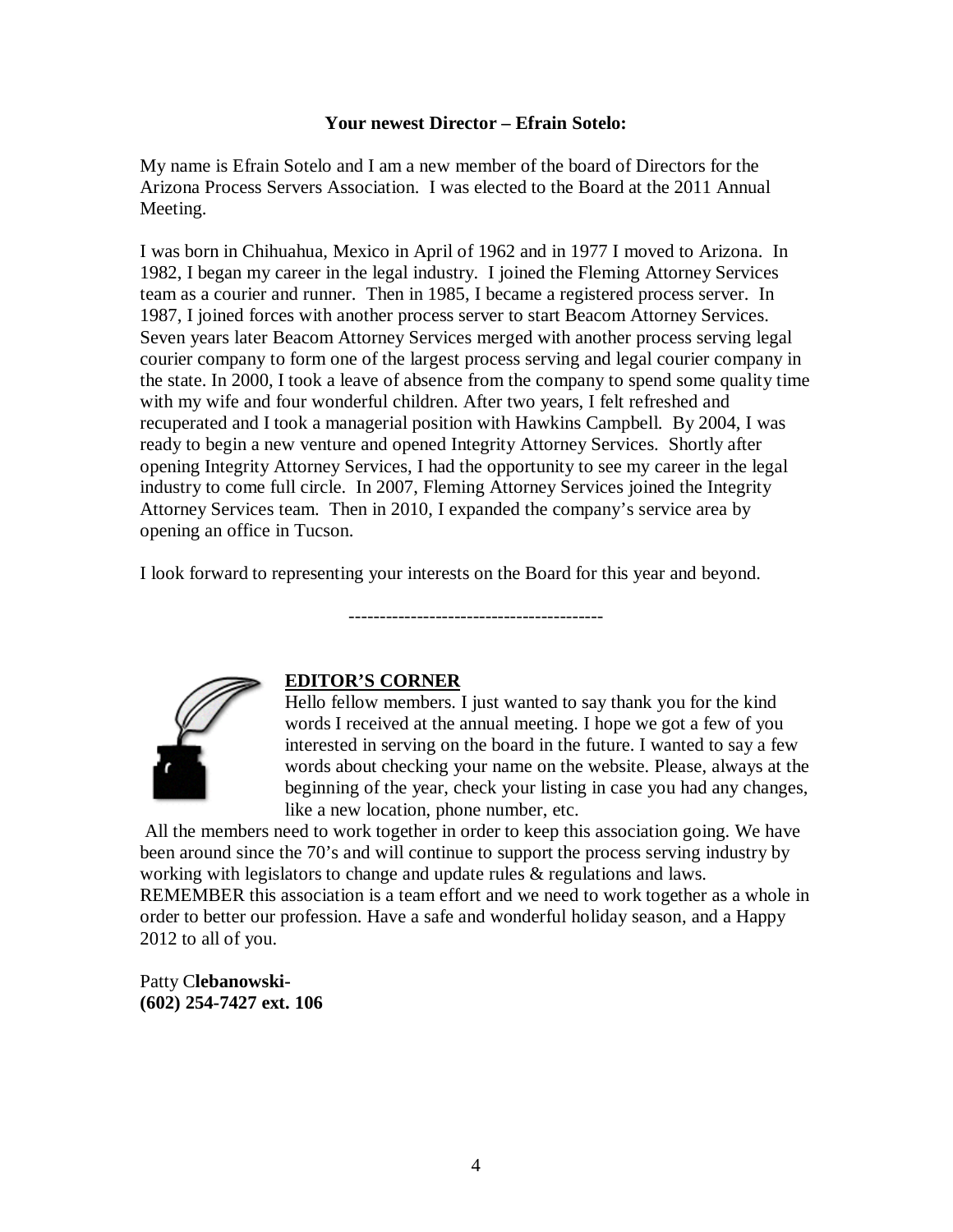**Your newest Director – Efrain Sotelo:**

My name is Efrain Sotelo and I am a new member of the board of Directors for the Arizona Process Servers Association. I was elected to the Board at the 2011 Annual Meeting.

I was born in Chihuahua, Mexico in April of 1962 and in 1977 I moved to Arizona. In 1982, I began my career in the legal industry. I joined the Fleming Attorney Services team as a courier and runner. Then in 1985, I became a registered process server. In 1987, I joined forces with another process server to start Beacom Attorney Services. Seven years later Beacom Attorney Services merged with another process serving legal courier company to form one of the largest process serving and legal courier company in the state. In 2000, I took a leave of absence from the company to spend some quality time with my wife and four wonderful children. After two years, I felt refreshed and recuperated and I took a managerial position with Hawkins Campbell. By 2004, I was ready to begin a new venture and opened Integrity Attorney Services. Shortly after opening Integrity Attorney Services, I had the opportunity to see my career in the legal industry to come full circle. In 2007, Fleming Attorney Services joined the Integrity Attorney Services team. Then in 2010, I expanded the company's service area by opening an office in Tucson.

I look forward to representing your interests on the Board for this year and beyond.

----------------------------------------

**EDITOR'S CORNER**

Hello fellow members. I just wanted to say thank you for the kind words I received at the annual meeting. I hope we got a few of you interested in serving on the board in the future. I wanted to say a few words about checking your name on the website. Please, always at the beginning of the year, check your listing in case you had any changes, like a new location, phone number, etc.

All the members need to work together in order to keep this association going. We have been around since the 70's and will continue to support the process serving industry by working with legislators to change and update rules & regulations and laws. REMEMBER this association is a team effort and we need to work together as a whole in order to better our profession. Have a safe and wonderful holiday season, and a Happy 2012 to all of you.

Patty C**lebanowski-**
**(602) 254-7427 ext. 106**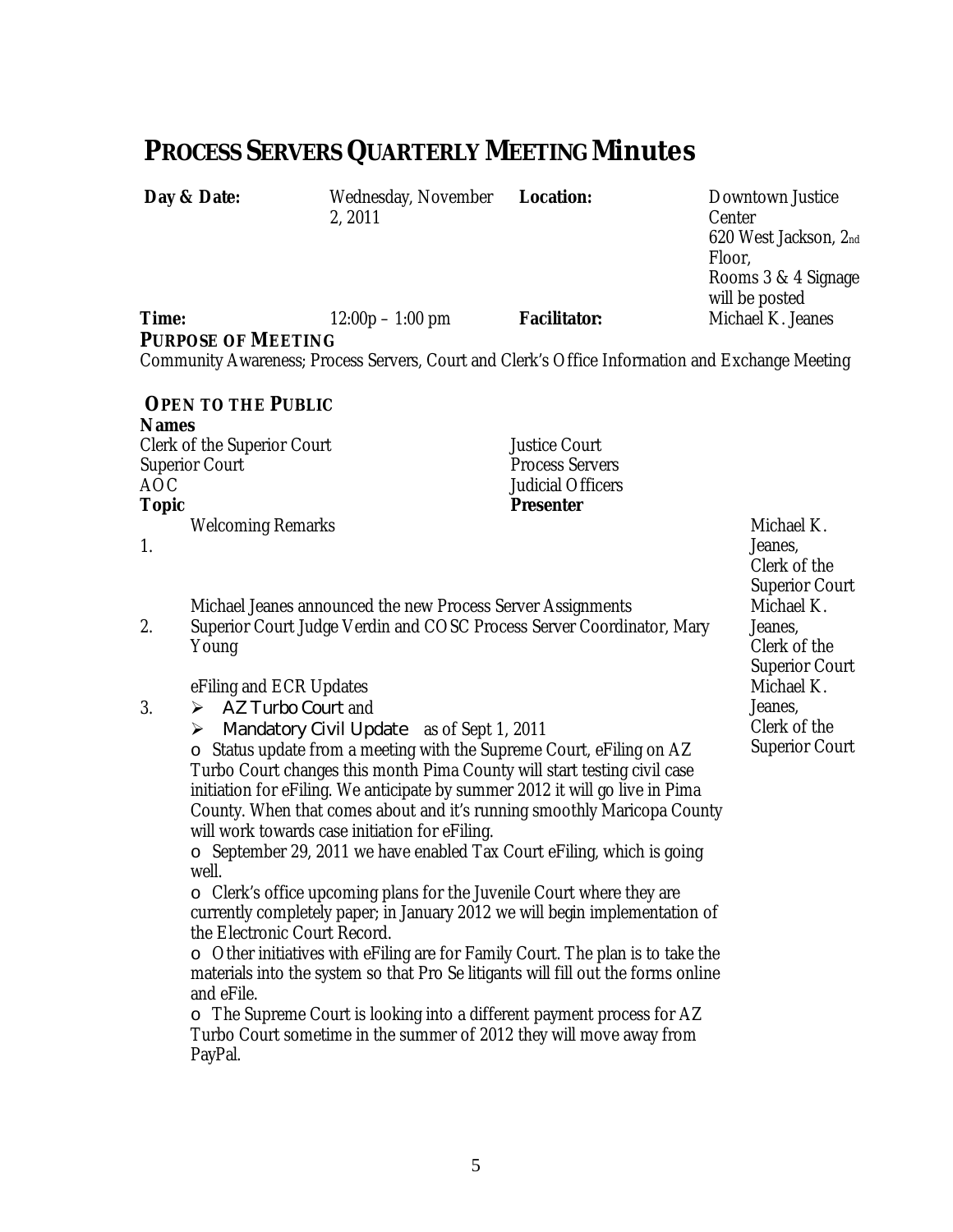# PROCESS SERVERS QUARTERLY MEETING Minutes

| | | | |
|---|---|---|---|
| **Day & Date:** | Wednesday, November 2, 2011 | **Location:** | Downtown Justice Center 620 West Jackson, 2nd Floor, Rooms 3 & 4 Signage will be posted |
| **Time:** | 12:00p – 1:00 pm | **Facilitator:** | Michael K. Jeanes |

**PURPOSE OF MEETING**

Community Awareness; Process Servers, Court and Clerk's Office Information and Exchange Meeting

**OPEN TO THE PUBLIC**

**Names**

| | |
|---|---|
| Clerk of the Superior Court | Justice Court |
| Superior Court | Process Servers |
| AOC | Judicial Officers |

| | **Topic** | **Presenter** |
|---|---|---|
| 1. | Welcoming Remarks | Michael K. Jeanes, Clerk of the Superior Court |
| 2. | Michael Jeanes announced the new Process Server Assignments Superior Court Judge Verdin and COSC Process Server Coordinator, Mary Young | Michael K. Jeanes, Clerk of the Superior Court |
| 3. | eFiling and ECR Updates | Michael K. Jeanes, Clerk of the Superior Court |

- AZ Turbo Court and
- Mandatory Civil Update as of Sept 1, 2011
  - Status update from a meeting with the Supreme Court, eFiling on AZ Turbo Court changes this month Pima County will start testing civil case initiation for eFiling. We anticipate by summer 2012 it will go live in Pima County. When that comes about and it's running smoothly Maricopa County will work towards case initiation for eFiling.
  - September 29, 2011 we have enabled Tax Court eFiling, which is going well.
  - Clerk's office upcoming plans for the Juvenile Court where they are currently completely paper; in January 2012 we will begin implementation of the Electronic Court Record.
  - Other initiatives with eFiling are for Family Court. The plan is to take the materials into the system so that Pro Se litigants will fill out the forms online and eFile.
  - The Supreme Court is looking into a different payment process for AZ Turbo Court sometime in the summer of 2012 they will move away from PayPal.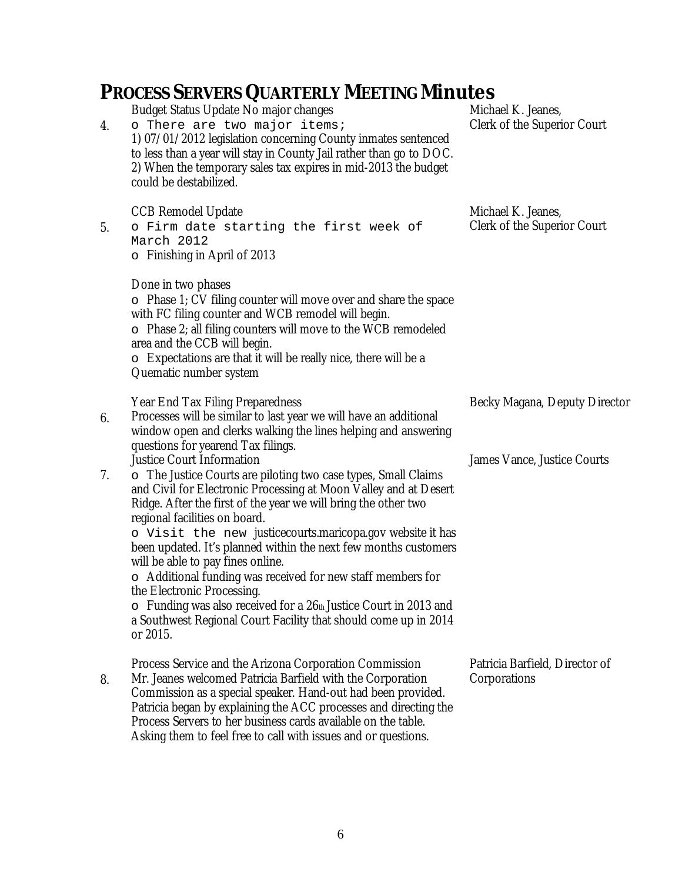# PROCESS SERVERS QUARTERLY MEETING Minutes

| # | Item | Presenter |
|---|---|---|
| 4. | Budget Status Update No major changes<br>o There are two major items;<br>1) 07/01/2012 legislation concerning County inmates sentenced to less than a year will stay in County Jail rather than go to DOC.<br>2) When the temporary sales tax expires in mid-2013 the budget could be destabilized. | Michael K. Jeanes, Clerk of the Superior Court |
| 5. | CCB Remodel Update<br>o Firm date starting the first week of March 2012<br>o Finishing in April of 2013<br><br>Done in two phases<br>o Phase 1; CV filing counter will move over and share the space with FC filing counter and WCB remodel will begin.<br>o Phase 2; all filing counters will move to the WCB remodeled area and the CCB will begin.<br>o Expectations are that it will be really nice, there will be a Quematic number system | Michael K. Jeanes, Clerk of the Superior Court |
| 6. | Year End Tax Filing Preparedness<br>Processes will be similar to last year we will have an additional window open and clerks walking the lines helping and answering questions for yearend Tax filings. | Becky Magana, Deputy Director |
| 7. | Justice Court Information<br>o The Justice Courts are piloting two case types, Small Claims and Civil for Electronic Processing at Moon Valley and at Desert Ridge. After the first of the year we will bring the other two regional facilities on board.<br>o Visit the new justicecourts.maricopa.gov website it has been updated. It's planned within the next few months customers will be able to pay fines online.<br>o Additional funding was received for new staff members for the Electronic Processing.<br>o Funding was also received for a 26th Justice Court in 2013 and a Southwest Regional Court Facility that should come up in 2014 or 2015. | James Vance, Justice Courts |
| 8. | Process Service and the Arizona Corporation Commission<br>Mr. Jeanes welcomed Patricia Barfield with the Corporation Commission as a special speaker. Hand-out had been provided. Patricia began by explaining the ACC processes and directing the Process Servers to her business cards available on the table. Asking them to feel free to call with issues and or questions. | Patricia Barfield, Director of Corporations |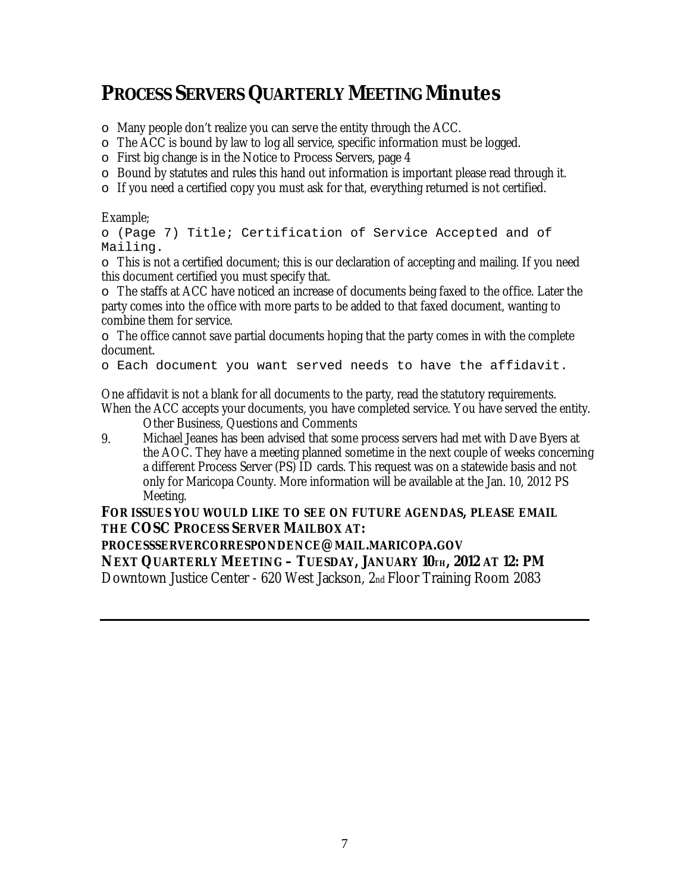# PROCESS SERVERS QUARTERLY MEETING Minutes

- Many people don't realize you can serve the entity through the ACC.
- The ACC is bound by law to log all service, specific information must be logged.
- First big change is in the Notice to Process Servers, page 4
- Bound by statutes and rules this hand out information is important please read through it.
- If you need a certified copy you must ask for that, everything returned is not certified.

Example;

- (Page 7) Title; Certification of Service Accepted and of Mailing.
- This is not a certified document; this is our declaration of accepting and mailing. If you need this document certified you must specify that.
- The staffs at ACC have noticed an increase of documents being faxed to the office. Later the party comes into the office with more parts to be added to that faxed document, wanting to combine them for service.
- The office cannot save partial documents hoping that the party comes in with the complete document.
- Each document you want served needs to have the affidavit.

One affidavit is not a blank for all documents to the party, read the statutory requirements. When the ACC accepts your documents, you have completed service. You have served the entity.

9. Other Business, Questions and Comments
   Michael Jeanes has been advised that some process servers had met with Dave Byers at the AOC. They have a meeting planned sometime in the next couple of weeks concerning a different Process Server (PS) ID cards. This request was on a statewide basis and not only for Maricopa County. More information will be available at the Jan. 10, 2012 PS Meeting.

**FOR ISSUES YOU WOULD LIKE TO SEE ON FUTURE AGENDAS, PLEASE EMAIL THE COSC PROCESS SERVER MAILBOX AT:**

**PROCESSSERVERCORRESPONDENCE@MAIL.MARICOPA.GOV**

**NEXT QUARTERLY MEETING – TUESDAY, JANUARY 10TH, 2012 AT 12: PM**

Downtown Justice Center - 620 West Jackson, 2nd Floor Training Room 2083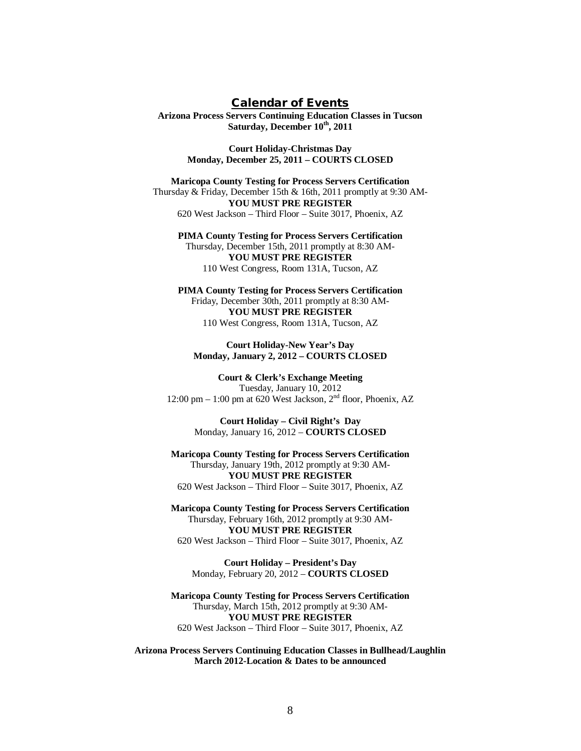## Calendar of Events

**Arizona Process Servers Continuing Education Classes in Tucson**
**Saturday, December 10th, 2011**

**Court Holiday-Christmas Day**
**Monday, December 25, 2011 – COURTS CLOSED**

**Maricopa County Testing for Process Servers Certification**
Thursday & Friday, December 15th & 16th, 2011 promptly at 9:30 AM-
**YOU MUST PRE REGISTER**
620 West Jackson – Third Floor – Suite 3017, Phoenix, AZ

**PIMA County Testing for Process Servers Certification**
Thursday, December 15th, 2011 promptly at 8:30 AM-
**YOU MUST PRE REGISTER**
110 West Congress, Room 131A, Tucson, AZ

**PIMA County Testing for Process Servers Certification**
Friday, December 30th, 2011 promptly at 8:30 AM-
**YOU MUST PRE REGISTER**
110 West Congress, Room 131A, Tucson, AZ

**Court Holiday-New Year's Day**
**Monday, January 2, 2012 – COURTS CLOSED**

**Court & Clerk's Exchange Meeting**
Tuesday, January 10, 2012
12:00 pm – 1:00 pm at 620 West Jackson, 2nd floor, Phoenix, AZ

**Court Holiday – Civil Right's Day**
Monday, January 16, 2012 – **COURTS CLOSED**

**Maricopa County Testing for Process Servers Certification**
Thursday, January 19th, 2012 promptly at 9:30 AM-
**YOU MUST PRE REGISTER**
620 West Jackson – Third Floor – Suite 3017, Phoenix, AZ

**Maricopa County Testing for Process Servers Certification**
Thursday, February 16th, 2012 promptly at 9:30 AM-
**YOU MUST PRE REGISTER**
620 West Jackson – Third Floor – Suite 3017, Phoenix, AZ

**Court Holiday – President's Day**
Monday, February 20, 2012 – **COURTS CLOSED**

**Maricopa County Testing for Process Servers Certification**
Thursday, March 15th, 2012 promptly at 9:30 AM-
**YOU MUST PRE REGISTER**
620 West Jackson – Third Floor – Suite 3017, Phoenix, AZ

**Arizona Process Servers Continuing Education Classes in Bullhead/Laughlin**
**March 2012-Location & Dates to be announced**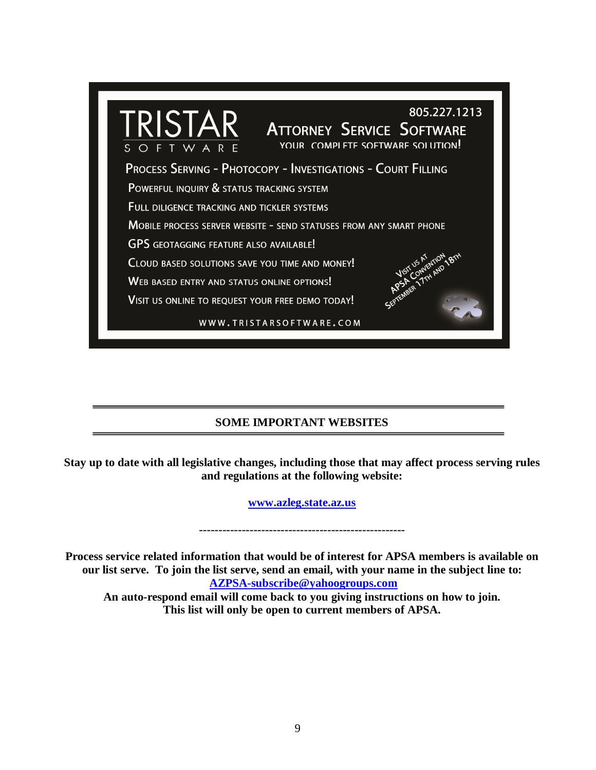TRISTAR SOFTWARE

805.227.1213

ATTORNEY SERVICE SOFTWARE

YOUR COMPLETE SOFTWARE SOLUTION!

PROCESS SERVING - PHOTOCOPY - INVESTIGATIONS - COURT FILLING

POWERFUL INQUIRY & STATUS TRACKING SYSTEM

FULL DILIGENCE TRACKING AND TICKLER SYSTEMS

MOBILE PROCESS SERVER WEBSITE - SEND STATUSES FROM ANY SMART PHONE

GPS GEOTAGGING FEATURE ALSO AVAILABLE!

CLOUD BASED SOLUTIONS SAVE YOU TIME AND MONEY!

WEB BASED ENTRY AND STATUS ONLINE OPTIONS!

VISIT US ONLINE TO REQUEST YOUR FREE DEMO TODAY!

VISIT US AT APSA CONVENTION SEPTEMBER 17TH AND 18TH

WWW.TRISTARSOFTWARE.COM

---

## SOME IMPORTANT WEBSITES

---

**Stay up to date with all legislative changes, including those that may affect process serving rules and regulations at the following website:**

**[www.azleg.state.az.us](http://www.azleg.state.az.us)**

----------------------------------------------------

**Process service related information that would be of interest for APSA members is available on our list serve. To join the list serve, send an email, with your name in the subject line to: [AZPSA-subscribe@yahoogroups.com](mailto:AZPSA-subscribe@yahoogroups.com)**
**An auto-respond email will come back to you giving instructions on how to join.**
**This list will only be open to current members of APSA.**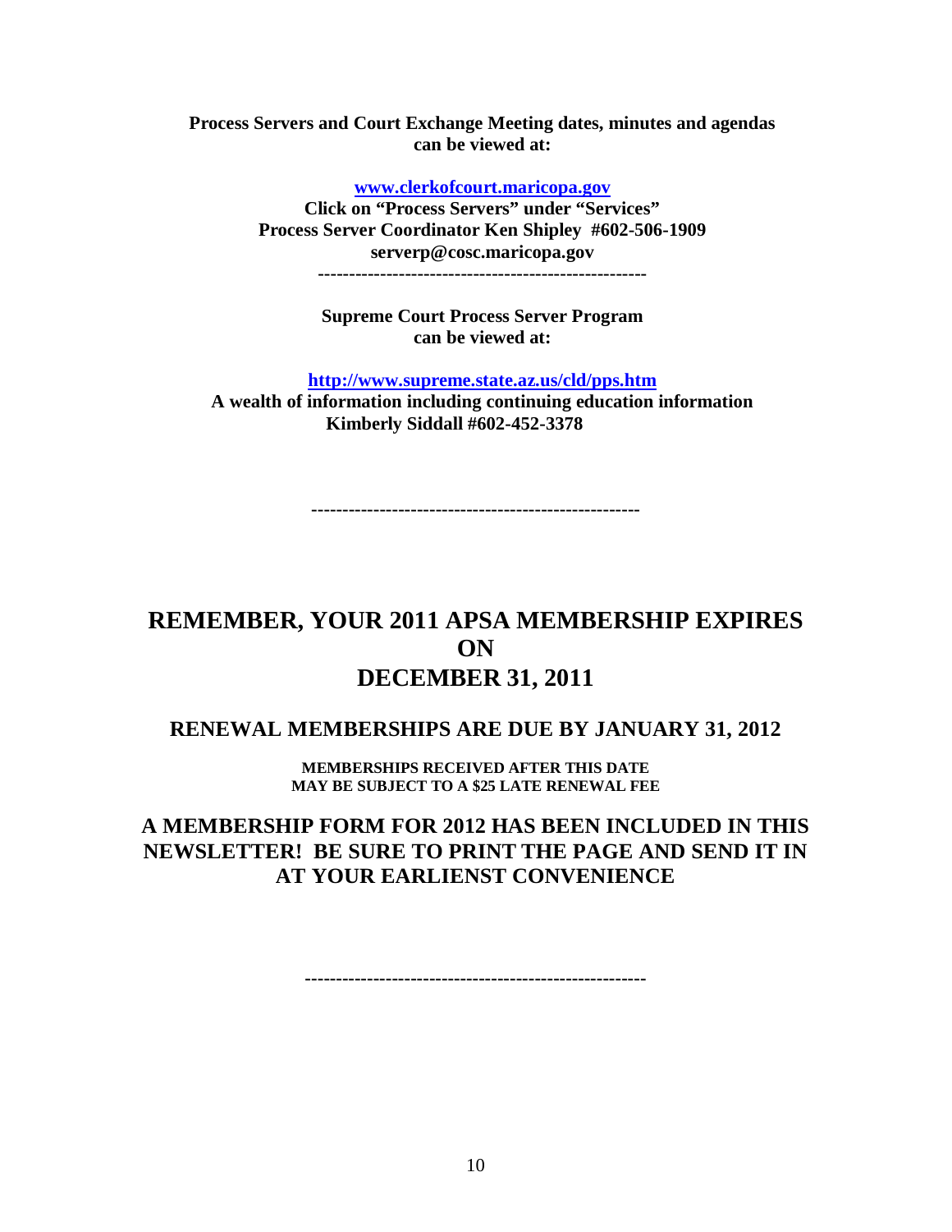**Process Servers and Court Exchange Meeting dates, minutes and agendas can be viewed at:**

**[www.clerkofcourt.maricopa.gov](http://www.clerkofcourt.maricopa.gov)**
**Click on "Process Servers" under "Services"**
**Process Server Coordinator Ken Shipley #602-506-1909**
**serverp@cosc.maricopa.gov**

-----------------------------------------------------

**Supreme Court Process Server Program can be viewed at:**

**[http://www.supreme.state.az.us/cld/pps.htm](http://www.supreme.state.az.us/cld/pps.htm)**
**A wealth of information including continuing education information**
**Kimberly Siddall #602-452-3378**

-----------------------------------------------------

# REMEMBER, YOUR 2011 APSA MEMBERSHIP EXPIRES ON DECEMBER 31, 2011

## RENEWAL MEMBERSHIPS ARE DUE BY JANUARY 31, 2012

**MEMBERSHIPS RECEIVED AFTER THIS DATE MAY BE SUBJECT TO A $25 LATE RENEWAL FEE**

## A MEMBERSHIP FORM FOR 2012 HAS BEEN INCLUDED IN THIS NEWSLETTER! BE SURE TO PRINT THE PAGE AND SEND IT IN AT YOUR EARLIENST CONVENIENCE

-----------------------------------------------------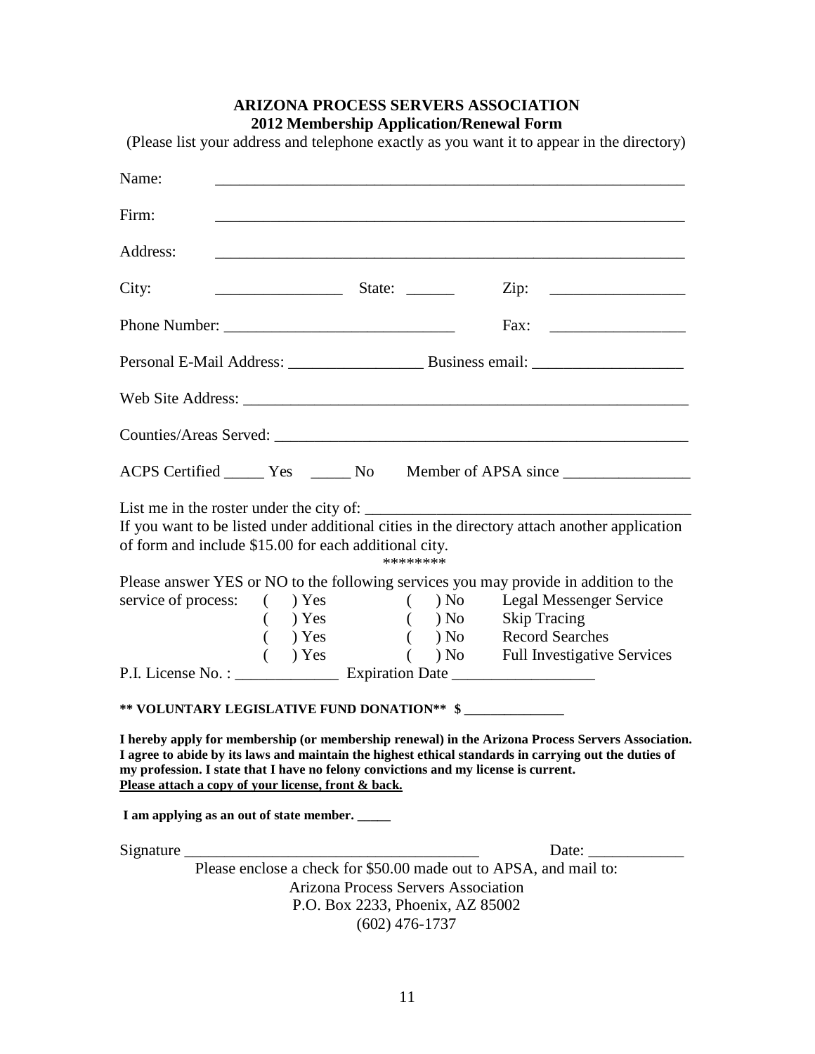**ARIZONA PROCESS SERVERS ASSOCIATION**
**2012 Membership Application/Renewal Form**

(Please list your address and telephone exactly as you want it to appear in the directory)

Name: ____________________________________________________________

Firm: ____________________________________________________________

Address: ____________________________________________________________

City: ________________ State: ______ Zip: _________________

Phone Number: _____________________________ Fax: _________________

Personal E-Mail Address: _________________ Business email: ___________________

Web Site Address: ___________________________________________________________

Counties/Areas Served: _____________________________________________________

ACPS Certified _____ Yes _____ No Member of APSA since ________________

List me in the roster under the city of: _________________________________________

If you want to be listed under additional cities in the directory attach another application of form and include $15.00 for each additional city.

********

Please answer YES or NO to the following services you may provide in addition to the service of process:

( ) Yes ( ) No Legal Messenger Service
( ) Yes ( ) No Skip Tracing
( ) Yes ( ) No Record Searches
( ) Yes ( ) No Full Investigative Services

P.I. License No. : _____________ Expiration Date __________________

**** VOLUNTARY LEGISLATIVE FUND DONATION** $ ______________**

**I hereby apply for membership (or membership renewal) in the Arizona Process Servers Association. I agree to abide by its laws and maintain the highest ethical standards in carrying out the duties of my profession. I state that I have no felony convictions and my license is current.**
**<u>Please attach a copy of your license, front & back.</u>**

**I am applying as an out of state member. _____**

Signature _____________________________________ Date: ____________

Please enclose a check for $50.00 made out to APSA, and mail to:
Arizona Process Servers Association
P.O. Box 2233, Phoenix, AZ 85002
(602) 476-1737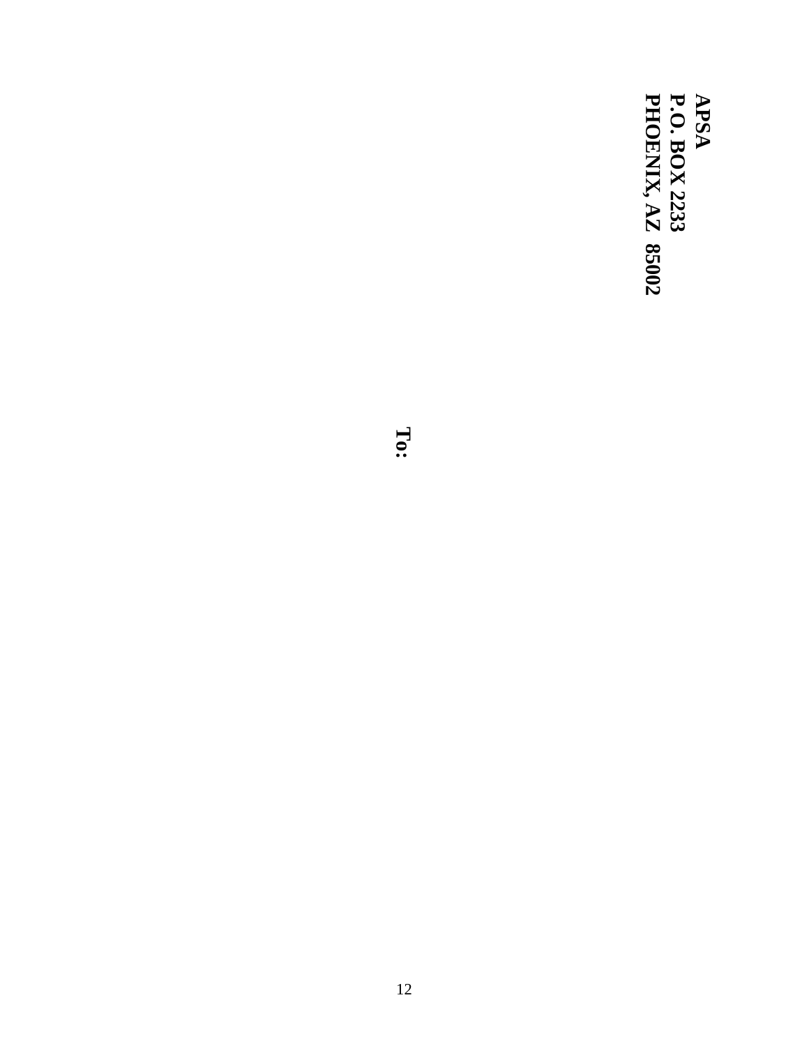**APSA**
**P.O. BOX 2233**
**PHOENIX, AZ  85002**

**To:**